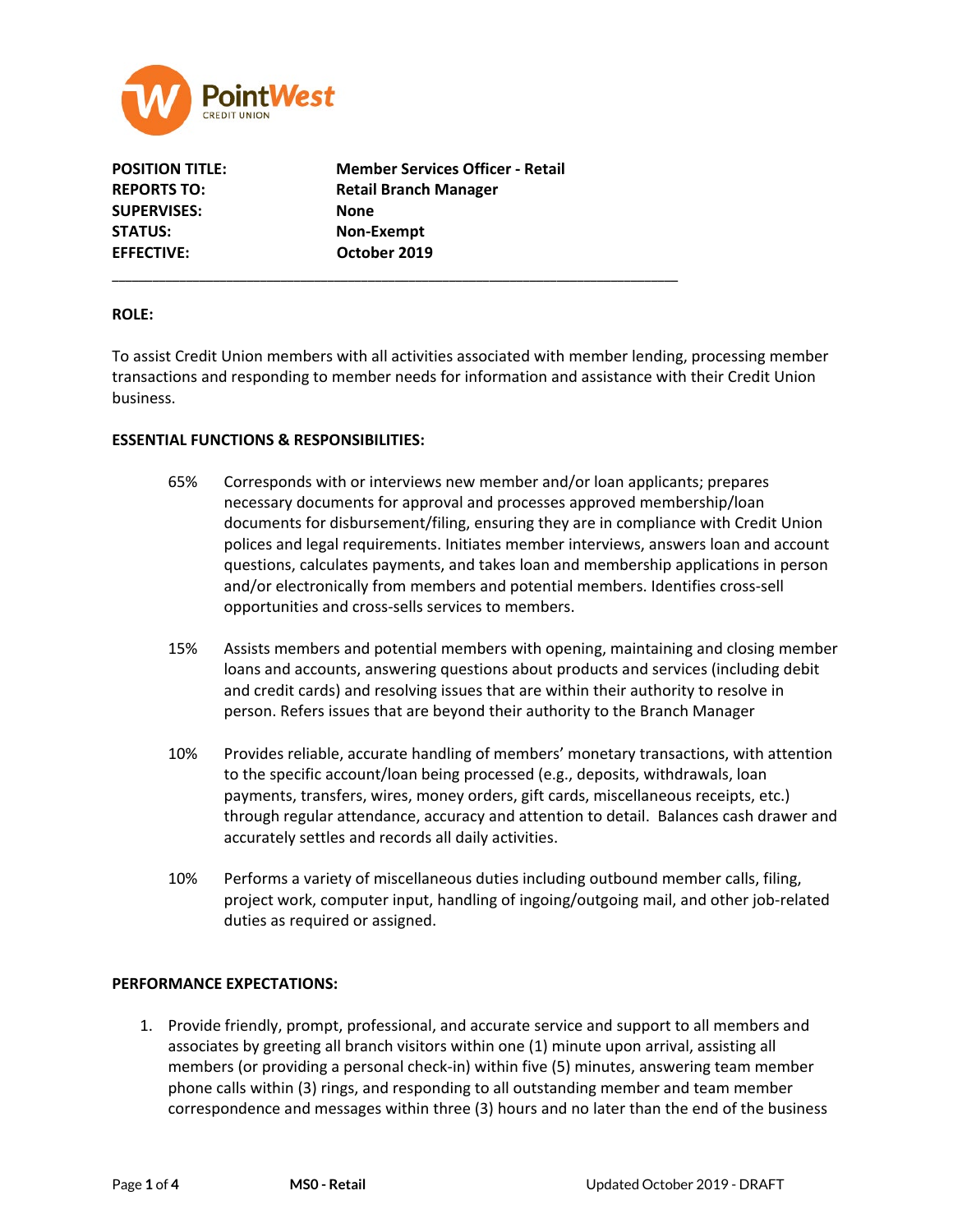PointWest CREDIT UNION

| | |
|---|---|
| **POSITION TITLE:** | **Member Services Officer - Retail** |
| **REPORTS TO:** | **Retail Branch Manager** |
| **SUPERVISES:** | **None** |
| **STATUS:** | **Non-Exempt** |
| **EFFECTIVE:** | **October 2019** |

---

**ROLE:**

To assist Credit Union members with all activities associated with member lending, processing member transactions and responding to member needs for information and assistance with their Credit Union business.

**ESSENTIAL FUNCTIONS & RESPONSIBILITIES:**

65% Corresponds with or interviews new member and/or loan applicants; prepares necessary documents for approval and processes approved membership/loan documents for disbursement/filing, ensuring they are in compliance with Credit Union polices and legal requirements. Initiates member interviews, answers loan and account questions, calculates payments, and takes loan and membership applications in person and/or electronically from members and potential members. Identifies cross-sell opportunities and cross-sells services to members.

15% Assists members and potential members with opening, maintaining and closing member loans and accounts, answering questions about products and services (including debit and credit cards) and resolving issues that are within their authority to resolve in person. Refers issues that are beyond their authority to the Branch Manager

10% Provides reliable, accurate handling of members' monetary transactions, with attention to the specific account/loan being processed (e.g., deposits, withdrawals, loan payments, transfers, wires, money orders, gift cards, miscellaneous receipts, etc.) through regular attendance, accuracy and attention to detail. Balances cash drawer and accurately settles and records all daily activities.

10% Performs a variety of miscellaneous duties including outbound member calls, filing, project work, computer input, handling of ingoing/outgoing mail, and other job-related duties as required or assigned.

**PERFORMANCE EXPECTATIONS:**

1. Provide friendly, prompt, professional, and accurate service and support to all members and associates by greeting all branch visitors within one (1) minute upon arrival, assisting all members (or providing a personal check-in) within five (5) minutes, answering team member phone calls within (3) rings, and responding to all outstanding member and team member correspondence and messages within three (3) hours and no later than the end of the business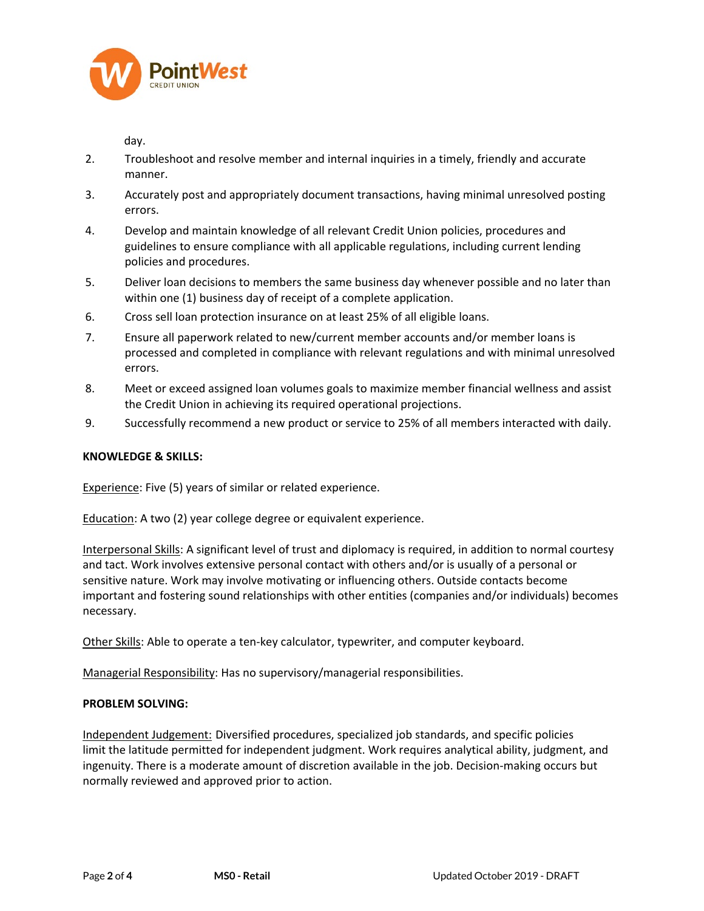day.

2. Troubleshoot and resolve member and internal inquiries in a timely, friendly and accurate manner.
3. Accurately post and appropriately document transactions, having minimal unresolved posting errors.
4. Develop and maintain knowledge of all relevant Credit Union policies, procedures and guidelines to ensure compliance with all applicable regulations, including current lending policies and procedures.
5. Deliver loan decisions to members the same business day whenever possible and no later than within one (1) business day of receipt of a complete application.
6. Cross sell loan protection insurance on at least 25% of all eligible loans.
7. Ensure all paperwork related to new/current member accounts and/or member loans is processed and completed in compliance with relevant regulations and with minimal unresolved errors.
8. Meet or exceed assigned loan volumes goals to maximize member financial wellness and assist the Credit Union in achieving its required operational projections.
9. Successfully recommend a new product or service to 25% of all members interacted with daily.

**KNOWLEDGE & SKILLS:**

Experience: Five (5) years of similar or related experience.

Education: A two (2) year college degree or equivalent experience.

Interpersonal Skills: A significant level of trust and diplomacy is required, in addition to normal courtesy and tact. Work involves extensive personal contact with others and/or is usually of a personal or sensitive nature. Work may involve motivating or influencing others. Outside contacts become important and fostering sound relationships with other entities (companies and/or individuals) becomes necessary.

Other Skills: Able to operate a ten-key calculator, typewriter, and computer keyboard.

Managerial Responsibility: Has no supervisory/managerial responsibilities.

**PROBLEM SOLVING:**

Independent Judgement: Diversified procedures, specialized job standards, and specific policies limit the latitude permitted for independent judgment. Work requires analytical ability, judgment, and ingenuity. There is a moderate amount of discretion available in the job. Decision-making occurs but normally reviewed and approved prior to action.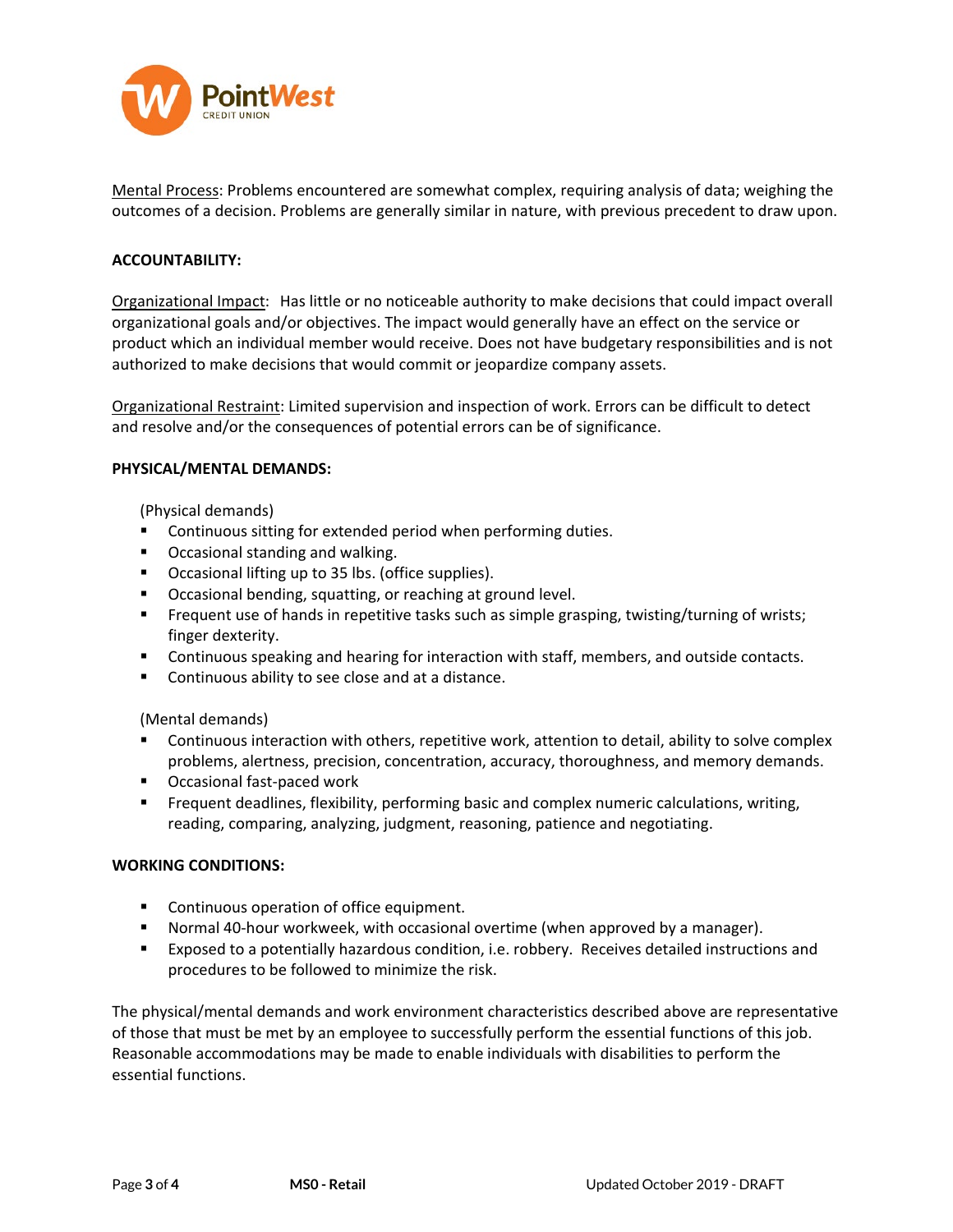Mental Process: Problems encountered are somewhat complex, requiring analysis of data; weighing the outcomes of a decision. Problems are generally similar in nature, with previous precedent to draw upon.

**ACCOUNTABILITY:**

Organizational Impact: Has little or no noticeable authority to make decisions that could impact overall organizational goals and/or objectives. The impact would generally have an effect on the service or product which an individual member would receive. Does not have budgetary responsibilities and is not authorized to make decisions that would commit or jeopardize company assets.

Organizational Restraint: Limited supervision and inspection of work. Errors can be difficult to detect and resolve and/or the consequences of potential errors can be of significance.

**PHYSICAL/MENTAL DEMANDS:**

(Physical demands)

- Continuous sitting for extended period when performing duties.
- Occasional standing and walking.
- Occasional lifting up to 35 lbs. (office supplies).
- Occasional bending, squatting, or reaching at ground level.
- Frequent use of hands in repetitive tasks such as simple grasping, twisting/turning of wrists; finger dexterity.
- Continuous speaking and hearing for interaction with staff, members, and outside contacts.
- Continuous ability to see close and at a distance.

(Mental demands)

- Continuous interaction with others, repetitive work, attention to detail, ability to solve complex problems, alertness, precision, concentration, accuracy, thoroughness, and memory demands.
- Occasional fast-paced work
- Frequent deadlines, flexibility, performing basic and complex numeric calculations, writing, reading, comparing, analyzing, judgment, reasoning, patience and negotiating.

**WORKING CONDITIONS:**

- Continuous operation of office equipment.
- Normal 40-hour workweek, with occasional overtime (when approved by a manager).
- Exposed to a potentially hazardous condition, i.e. robbery. Receives detailed instructions and procedures to be followed to minimize the risk.

The physical/mental demands and work environment characteristics described above are representative of those that must be met by an employee to successfully perform the essential functions of this job. Reasonable accommodations may be made to enable individuals with disabilities to perform the essential functions.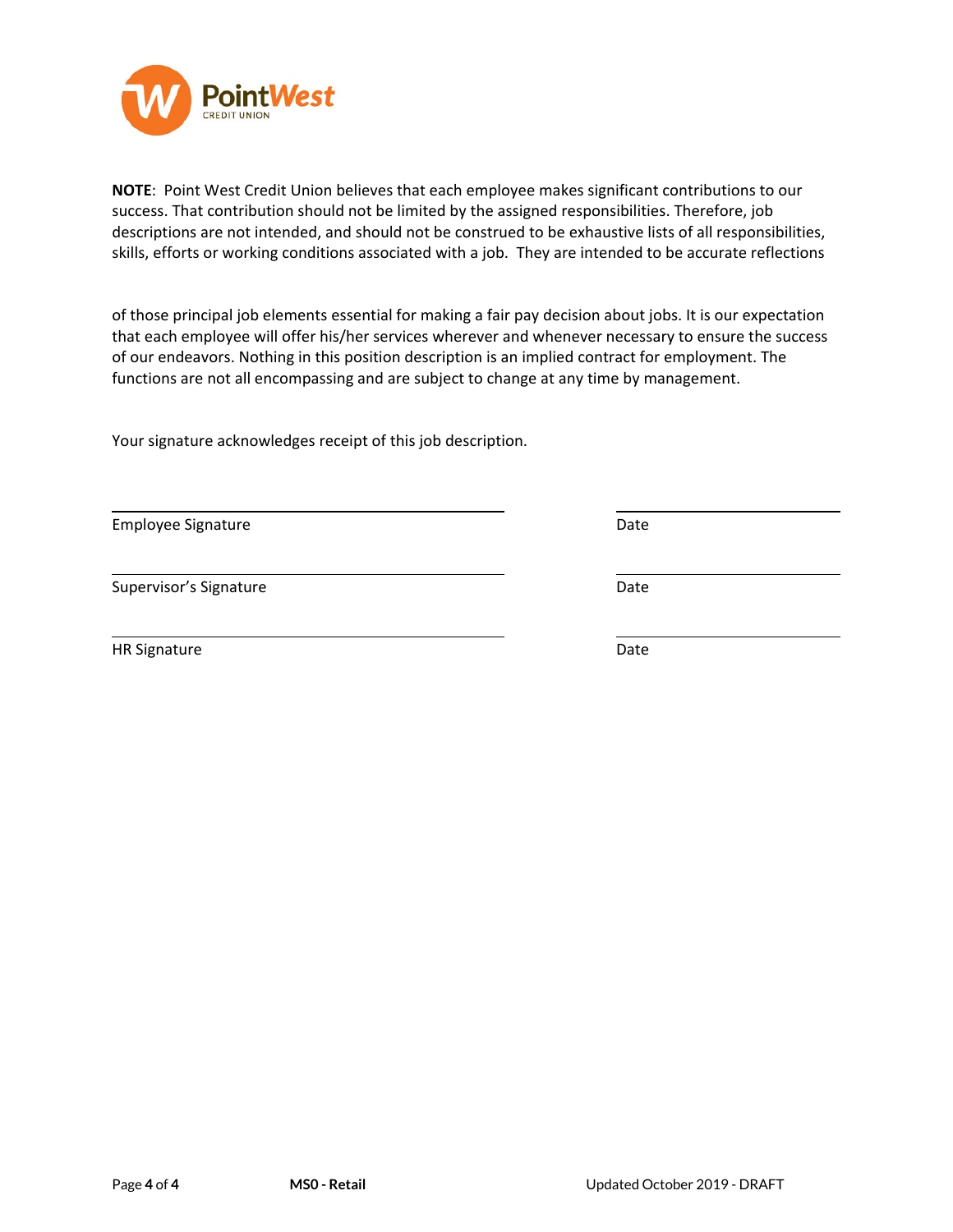**NOTE**: Point West Credit Union believes that each employee makes significant contributions to our success. That contribution should not be limited by the assigned responsibilities. Therefore, job descriptions are not intended, and should not be construed to be exhaustive lists of all responsibilities, skills, efforts or working conditions associated with a job. They are intended to be accurate reflections of those principal job elements essential for making a fair pay decision about jobs. It is our expectation that each employee will offer his/her services wherever and whenever necessary to ensure the success of our endeavors. Nothing in this position description is an implied contract for employment. The functions are not all encompassing and are subject to change at any time by management.

Your signature acknowledges receipt of this job description.

| | |
|---|---|
| Employee Signature | Date |
| Supervisor's Signature | Date |
| HR Signature | Date |